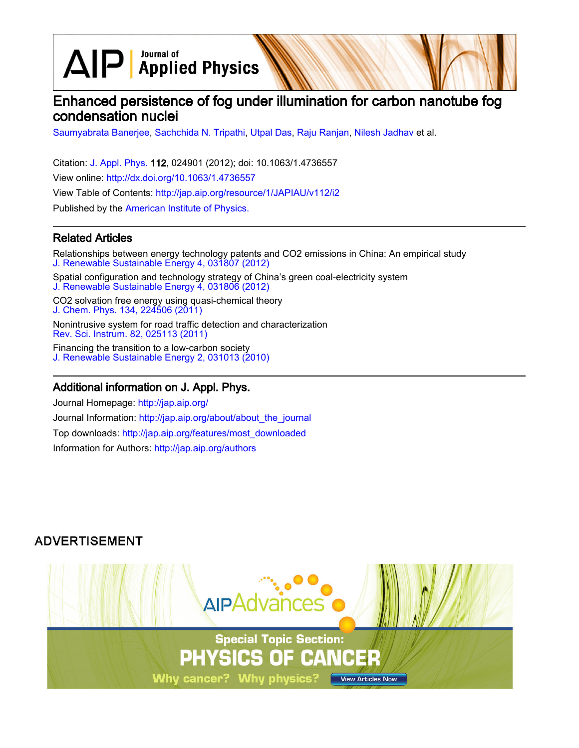# Enhanced persistence of fog under illumination for carbon nanotube fog condensation nuclei

Saumyabrata Banerjee, Sachchida N. Tripathi, Utpal Das, Raju Ranjan, Nilesh Jadhav et al.

Citation: J. Appl. Phys. **112**, 024901 (2012); doi: 10.1063/1.4736557

View online: http://dx.doi.org/10.1063/1.4736557

View Table of Contents: http://jap.aip.org/resource/1/JAPIAU/v112/i2

Published by the American Institute of Physics.

## Related Articles

Relationships between energy technology patents and CO2 emissions in China: An empirical study
J. Renewable Sustainable Energy 4, 031807 (2012)

Spatial configuration and technology strategy of China's green coal-electricity system
J. Renewable Sustainable Energy 4, 031806 (2012)

CO2 solvation free energy using quasi-chemical theory
J. Chem. Phys. 134, 224506 (2011)

Nonintrusive system for road traffic detection and characterization
Rev. Sci. Instrum. 82, 025113 (2011)

Financing the transition to a low-carbon society
J. Renewable Sustainable Energy 2, 031013 (2010)

## Additional information on J. Appl. Phys.

Journal Homepage: http://jap.aip.org/

Journal Information: http://jap.aip.org/about/about_the_journal

Top downloads: http://jap.aip.org/features/most_downloaded

Information for Authors: http://jap.aip.org/authors

ADVERTISEMENT

AIP Advances

Special Topic Section:
PHYSICS OF CANCER

Why cancer? Why physics? View Articles Now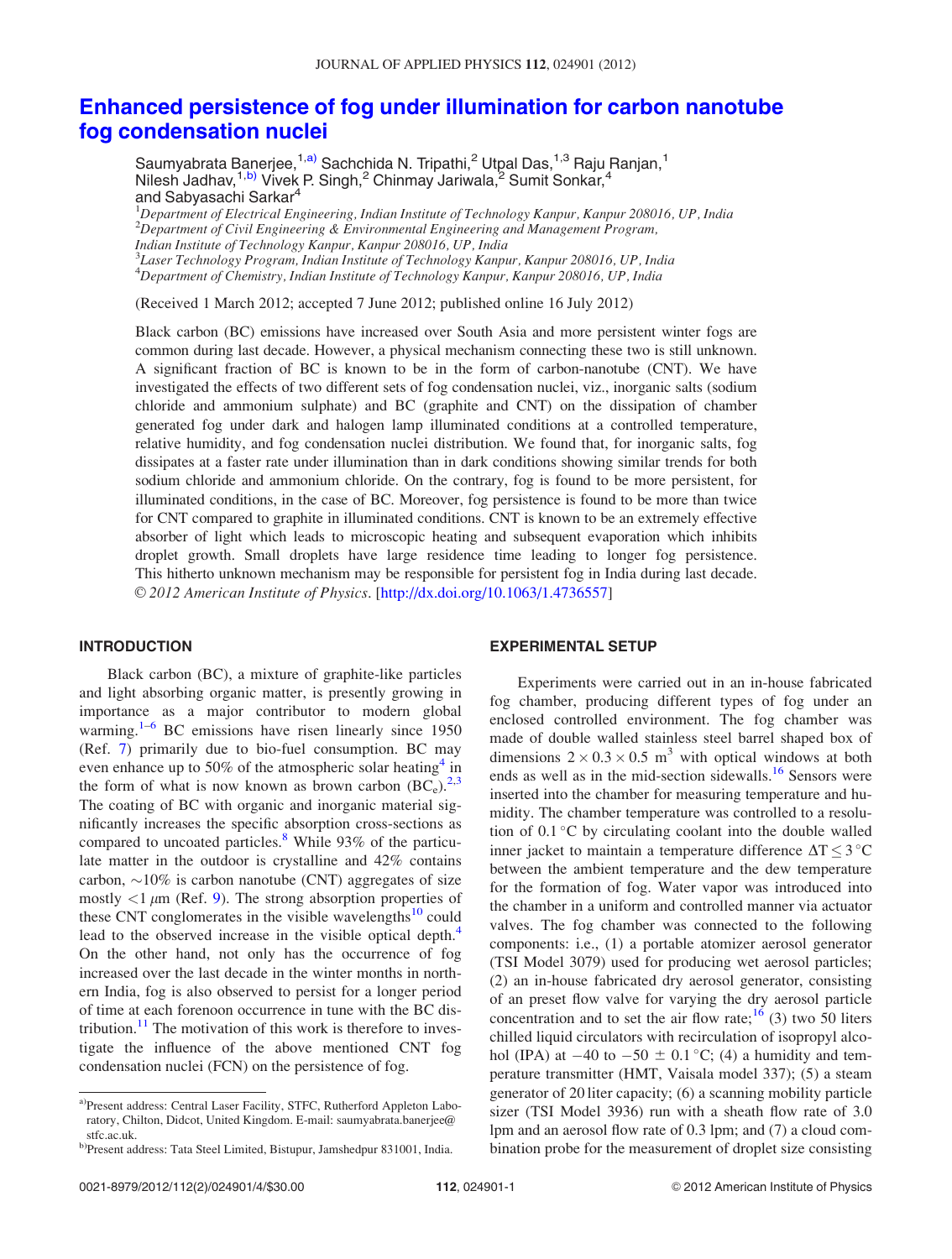# Enhanced persistence of fog under illumination for carbon nanotube fog condensation nuclei

Saumyabrata Banerjee,[1,a)] Sachchida N. Tripathi,[2] Utpal Das,[1,3] Raju Ranjan,[1] Nilesh Jadhav,[1,b)] Vivek P. Singh,[2] Chinmay Jariwala,[2] Sumit Sonkar,[4] and Sabyasachi Sarkar[4]

[1]Department of Electrical Engineering, Indian Institute of Technology Kanpur, Kanpur 208016, UP, India
[2]Department of Civil Engineering & Environmental Engineering and Management Program, Indian Institute of Technology Kanpur, Kanpur 208016, UP, India
[3]Laser Technology Program, Indian Institute of Technology Kanpur, Kanpur 208016, UP, India
[4]Department of Chemistry, Indian Institute of Technology Kanpur, Kanpur 208016, UP, India

(Received 1 March 2012; accepted 7 June 2012; published online 16 July 2012)

Black carbon (BC) emissions have increased over South Asia and more persistent winter fogs are common during last decade. However, a physical mechanism connecting these two is still unknown. A significant fraction of BC is known to be in the form of carbon-nanotube (CNT). We have investigated the effects of two different sets of fog condensation nuclei, viz., inorganic salts (sodium chloride and ammonium sulphate) and BC (graphite and CNT) on the dissipation of chamber generated fog under dark and halogen lamp illuminated conditions at a controlled temperature, relative humidity, and fog condensation nuclei distribution. We found that, for inorganic salts, fog dissipates at a faster rate under illumination than in dark conditions showing similar trends for both sodium chloride and ammonium chloride. On the contrary, fog is found to be more persistent, for illuminated conditions, in the case of BC. Moreover, fog persistence is found to be more than twice for CNT compared to graphite in illuminated conditions. CNT is known to be an extremely effective absorber of light which leads to microscopic heating and subsequent evaporation which inhibits droplet growth. Small droplets have large residence time leading to longer fog persistence. This hitherto unknown mechanism may be responsible for persistent fog in India during last decade. © 2012 American Institute of Physics. [http://dx.doi.org/10.1063/1.4736557]

## INTRODUCTION

Black carbon (BC), a mixture of graphite-like particles and light absorbing organic matter, is presently growing in importance as a major contributor to modern global warming.[1–6] BC emissions have risen linearly since 1950 (Ref. 7) primarily due to bio-fuel consumption. BC may even enhance up to 50% of the atmospheric solar heating[4] in the form of what is now known as brown carbon ($BC_e$).[2,3] The coating of BC with organic and inorganic material significantly increases the specific absorption cross-sections as compared to uncoated particles.[8] While 93% of the particulate matter in the outdoor is crystalline and 42% contains carbon, ~10% is carbon nanotube (CNT) aggregates of size mostly $<1\ \mu m$ (Ref. 9). The strong absorption properties of these CNT conglomerates in the visible wavelengths[10] could lead to the observed increase in the visible optical depth.[4] On the other hand, not only has the occurrence of fog increased over the last decade in the winter months in northern India, fog is also observed to persist for a longer period of time at each forenoon occurrence in tune with the BC distribution.[11] The motivation of this work is therefore to investigate the influence of the above mentioned CNT fog condensation nuclei (FCN) on the persistence of fog.

## EXPERIMENTAL SETUP

Experiments were carried out in an in-house fabricated fog chamber, producing different types of fog under an enclosed controlled environment. The fog chamber was made of double walled stainless steel barrel shaped box of dimensions $2 \times 0.3 \times 0.5\ m^3$ with optical windows at both ends as well as in the mid-section sidewalls.[16] Sensors were inserted into the chamber for measuring temperature and humidity. The chamber temperature was controlled to a resolution of 0.1 °C by circulating coolant into the double walled inner jacket to maintain a temperature difference $\Delta T \leq 3\ °C$ between the ambient temperature and the dew temperature for the formation of fog. Water vapor was introduced into the chamber in a uniform and controlled manner via actuator valves. The fog chamber was connected to the following components: i.e., (1) a portable atomizer aerosol generator (TSI Model 3079) used for producing wet aerosol particles; (2) an in-house fabricated dry aerosol generator, consisting of an preset flow valve for varying the dry aerosol particle concentration and to set the air flow rate;[16] (3) two 50 liters chilled liquid circulators with recirculation of isopropyl alcohol (IPA) at −40 to −50 ± 0.1 °C; (4) a humidity and temperature transmitter (HMT, Vaisala model 337); (5) a steam generator of 20 liter capacity; (6) a scanning mobility particle sizer (TSI Model 3936) run with a sheath flow rate of 3.0 lpm and an aerosol flow rate of 0.3 lpm; and (7) a cloud combination probe for the measurement of droplet size consisting

a)Present address: Central Laser Facility, STFC, Rutherford Appleton Laboratory, Chilton, Didcot, United Kingdom. E-mail: saumyabrata.banerjee@stfc.ac.uk.
b)Present address: Tata Steel Limited, Bistupur, Jamshedpur 831001, India.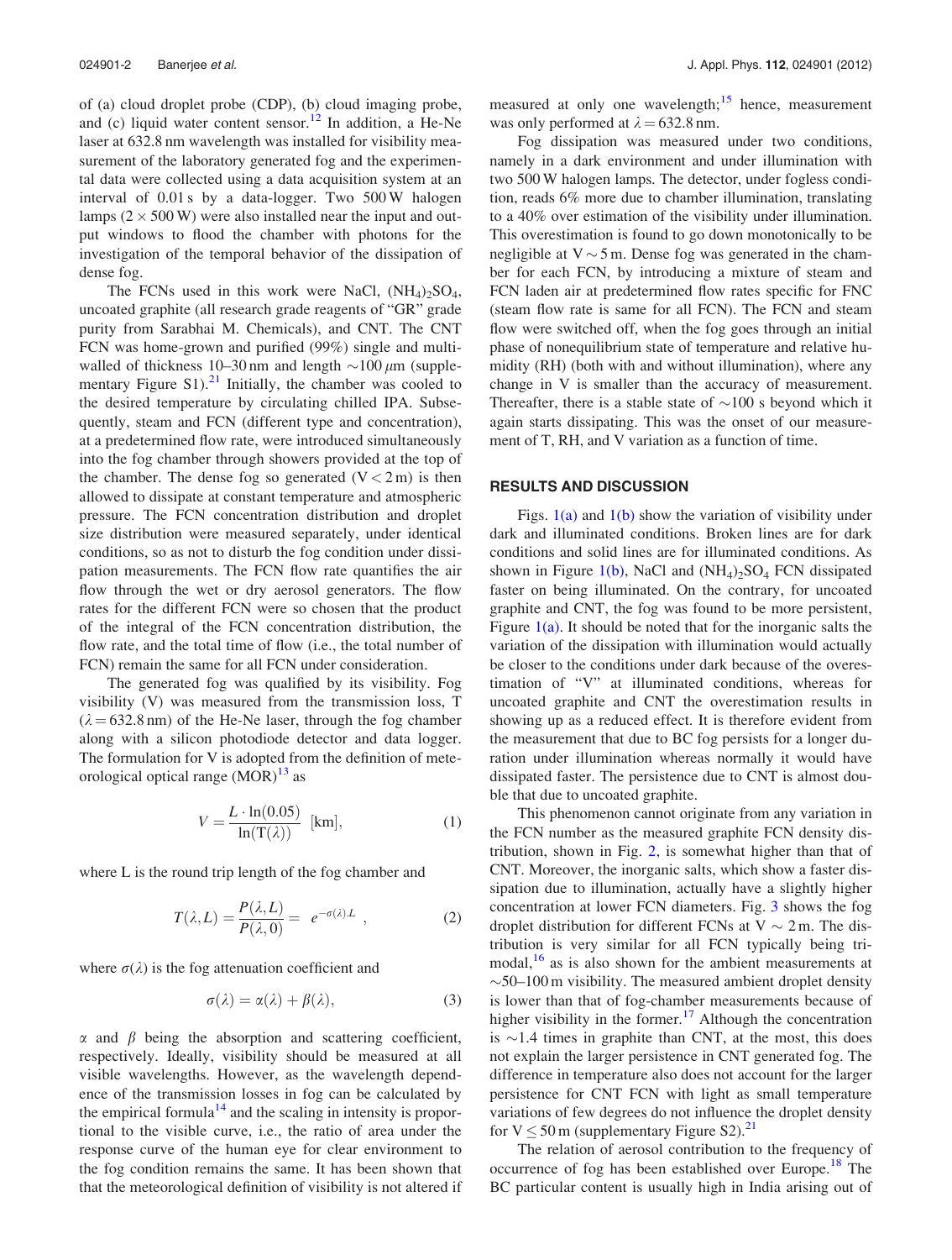of (a) cloud droplet probe (CDP), (b) cloud imaging probe, and (c) liquid water content sensor.[12] In addition, a He-Ne laser at 632.8 nm wavelength was installed for visibility measurement of the laboratory generated fog and the experimental data were collected using a data acquisition system at an interval of 0.01 s by a data-logger. Two 500 W halogen lamps ($2 \times 500$ W) were also installed near the input and output windows to flood the chamber with photons for the investigation of the temporal behavior of the dissipation of dense fog.

The FCNs used in this work were NaCl, $(NH_4)_2SO_4$, uncoated graphite (all research grade reagents of "GR" grade purity from Sarabhai M. Chemicals), and CNT. The CNT FCN was home-grown and purified (99%) single and multi-walled of thickness 10–30 nm and length $\sim$100 $\mu$m (supplementary Figure S1).[21] Initially, the chamber was cooled to the desired temperature by circulating chilled IPA. Subsequently, steam and FCN (different type and concentration), at a predetermined flow rate, were introduced simultaneously into the fog chamber through showers provided at the top of the chamber. The dense fog so generated ($V < 2$ m) is then allowed to dissipate at constant temperature and atmospheric pressure. The FCN concentration distribution and droplet size distribution were measured separately, under identical conditions, so as not to disturb the fog condition under dissipation measurements. The FCN flow rate quantifies the air flow through the wet or dry aerosol generators. The flow rates for the different FCN were so chosen that the product of the integral of the FCN concentration distribution, the flow rate, and the total time of flow (i.e., the total number of FCN) remain the same for all FCN under consideration.

The generated fog was qualified by its visibility. Fog visibility (V) was measured from the transmission loss, T ($\lambda = 632.8$ nm) of the He-Ne laser, through the fog chamber along with a silicon photodiode detector and data logger. The formulation for V is adopted from the definition of meteorological optical range (MOR)[13] as

$$V = \frac{L \cdot \ln(0.05)}{\ln(\mathrm{T}(\lambda))} \quad [\mathrm{km}], \tag{1}$$

where L is the round trip length of the fog chamber and

$$T(\lambda, L) = \frac{P(\lambda, L)}{P(\lambda, 0)} = e^{-\sigma(\lambda).L}, \tag{2}$$

where $\sigma(\lambda)$ is the fog attenuation coefficient and

$$\sigma(\lambda) = \alpha(\lambda) + \beta(\lambda), \tag{3}$$

$\alpha$ and $\beta$ being the absorption and scattering coefficient, respectively. Ideally, visibility should be measured at all visible wavelengths. However, as the wavelength dependence of the transmission losses in fog can be calculated by the empirical formula[14] and the scaling in intensity is proportional to the visible curve, i.e., the ratio of area under the response curve of the human eye for clear environment to the fog condition remains the same. It has been shown that that the meteorological definition of visibility is not altered if measured at only one wavelength;[15] hence, measurement was only performed at $\lambda = 632.8$ nm.

Fog dissipation was measured under two conditions, namely in a dark environment and under illumination with two 500 W halogen lamps. The detector, under fogless condition, reads 6% more due to chamber illumination, translating to a 40% over estimation of the visibility under illumination. This overestimation is found to go down monotonically to be negligible at $V \sim 5$ m. Dense fog was generated in the chamber for each FCN, by introducing a mixture of steam and FCN laden air at predetermined flow rates specific for FNC (steam flow rate is same for all FCN). The FCN and steam flow were switched off, when the fog goes through an initial phase of nonequilibrium state of temperature and relative humidity (RH) (both with and without illumination), where any change in V is smaller than the accuracy of measurement. Thereafter, there is a stable state of $\sim$100 s beyond which it again starts dissipating. This was the onset of our measurement of T, RH, and V variation as a function of time.

## RESULTS AND DISCUSSION

Figs. 1(a) and 1(b) show the variation of visibility under dark and illuminated conditions. Broken lines are for dark conditions and solid lines are for illuminated conditions. As shown in Figure 1(b), NaCl and $(NH_4)_2SO_4$ FCN dissipated faster on being illuminated. On the contrary, for uncoated graphite and CNT, the fog was found to be more persistent, Figure 1(a). It should be noted that for the inorganic salts the variation of the dissipation with illumination would actually be closer to the conditions under dark because of the overestimation of "V" at illuminated conditions, whereas for uncoated graphite and CNT the overestimation results in showing up as a reduced effect. It is therefore evident from the measurement that due to BC fog persists for a longer duration under illumination whereas normally it would have dissipated faster. The persistence due to CNT is almost double that due to uncoated graphite.

This phenomenon cannot originate from any variation in the FCN number as the measured graphite FCN density distribution, shown in Fig. 2, is somewhat higher than that of CNT. Moreover, the inorganic salts, which show a faster dissipation due to illumination, actually have a slightly higher concentration at lower FCN diameters. Fig. 3 shows the fog droplet distribution for different FCNs at $V \sim 2$ m. The distribution is very similar for all FCN typically being tri-modal,[16] as is also shown for the ambient measurements at $\sim$50–100 m visibility. The measured ambient droplet density is lower than that of fog-chamber measurements because of higher visibility in the former.[17] Although the concentration is $\sim$1.4 times in graphite than CNT, at the most, this does not explain the larger persistence in CNT generated fog. The difference in temperature also does not account for the larger persistence for CNT FCN with light as small temperature variations of few degrees do not influence the droplet density for $V \leq 50$ m (supplementary Figure S2).[21]

The relation of aerosol contribution to the frequency of occurrence of fog has been established over Europe.[18] The BC particular content is usually high in India arising out of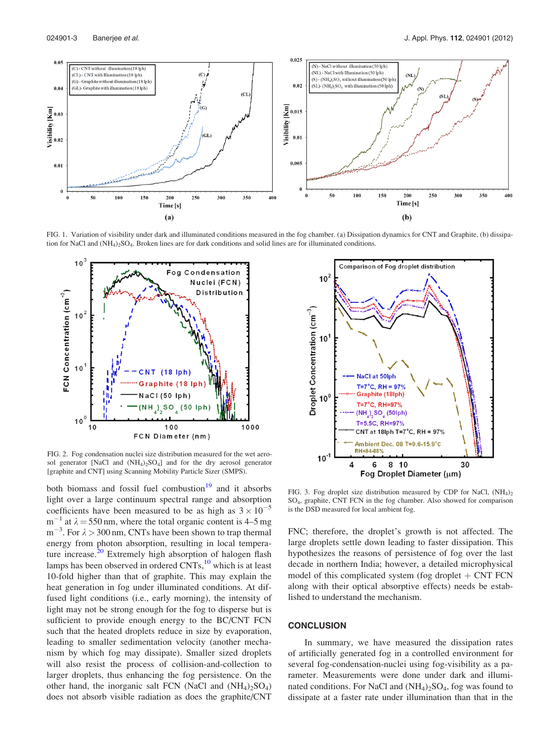FIG. 1. Variation of visibility under dark and illuminated conditions measured in the fog chamber. (a) Dissipation dynamics for CNT and Graphite, (b) dissipation for NaCl and $(NH_4)_2SO_4$. Broken lines are for dark conditions and solid lines are for illuminated conditions.

FIG. 2. Fog condensation nuclei size distribution measured for the wet aerosol generator [NaCl and $(NH_4)_2SO_4$] and for the dry aerosol generator [graphite and CNT] using Scanning Mobility Particle Sizer (SMPS).

FIG. 3. Fog droplet size distribution measured by CDP for NaCl, $(NH_4)_2SO_4$, graphite, CNT FCN in the fog chamber. Also showed for comparison is the DSD measured for local ambient fog.

both biomass and fossil fuel combustion[19] and it absorbs light over a large continuum spectral range and absorption coefficients have been measured to be as high as $3 \times 10^{-5}$ $m^{-1}$ at $\lambda = 550$ nm, where the total organic content is 4–5 mg $m^{-3}$. For $\lambda > 300$ nm, CNTs have been shown to trap thermal energy from photon absorption, resulting in local temperature increase.[20] Extremely high absorption of halogen flash lamps has been observed in ordered CNTs,[10] which is at least 10-fold higher than that of graphite. This may explain the heat generation in fog under illuminated conditions. At diffused light conditions (i.e., early morning), the intensity of light may not be strong enough for the fog to disperse but is sufficient to provide enough energy to the BC/CNT FCN such that the heated droplets reduce in size by evaporation, leading to smaller sedimentation velocity (another mechanism by which fog may dissipate). Smaller sized droplets will also resist the process of collision-and-collection to larger droplets, thus enhancing the fog persistence. On the other hand, the inorganic salt FCN (NaCl and $(NH_4)_2SO_4$) does not absorb visible radiation as does the graphite/CNT FNC; therefore, the droplet's growth is not affected. The large droplets settle down leading to faster dissipation. This hypothesizes the reasons of persistence of fog over the last decade in northern India; however, a detailed microphysical model of this complicated system (fog droplet + CNT FCN along with their optical absorptive effects) needs be established to understand the mechanism.

## CONCLUSION

In summary, we have measured the dissipation rates of artificially generated fog in a controlled environment for several fog-condensation-nuclei using fog-visibility as a parameter. Measurements were done under dark and illuminated conditions. For NaCl and $(NH_4)_2SO_4$, fog was found to dissipate at a faster rate under illumination than that in the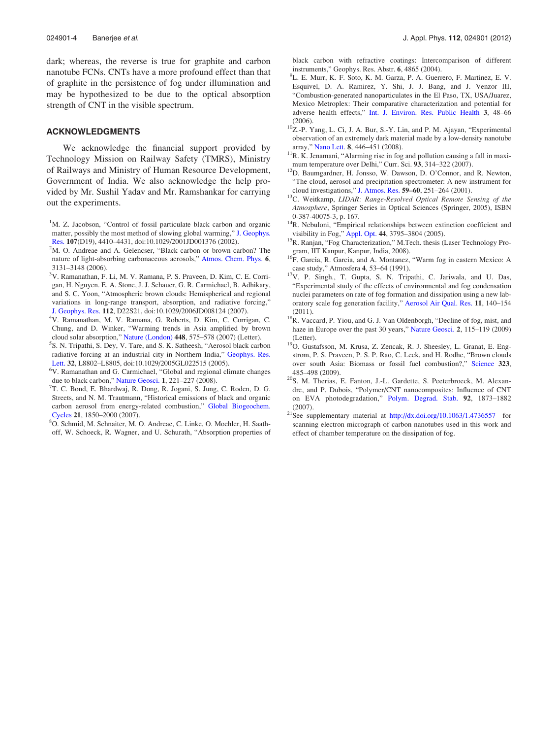dark; whereas, the reverse is true for graphite and carbon nanotube FCNs. CNTs have a more profound effect than that of graphite in the persistence of fog under illumination and may be hypothesized to be due to the optical absorption strength of CNT in the visible spectrum.

## ACKNOWLEDGMENTS

We acknowledge the financial support provided by Technology Mission on Railway Safety (TMRS), Ministry of Railways and Ministry of Human Resource Development, Government of India. We also acknowledge the help provided by Mr. Sushil Yadav and Mr. Ramshankar for carrying out the experiments.

[1] M. Z. Jacobson, "Control of fossil particulate black carbon and organic matter, possibly the most method of slowing global warming," J. Geophys. Res. **107**(D19), 4410–4431, doi:10.1029/2001JD001376 (2002).

[2] M. O. Andreae and A. Gelencser, "Black carbon or brown carbon? The nature of light-absorbing carbonaceous aerosols," Atmos. Chem. Phys. **6**, 3131–3148 (2006).

[3] V. Ramanathan, F. Li, M. V. Ramana, P. S. Praveen, D. Kim, C. E. Corrigan, H. Nguyen. E. A. Stone, J. J. Schauer, G. R. Carmichael, B. Adhikary, and S. C. Yoon, "Atmospheric brown clouds: Hemispherical and regional variations in long-range transport, absorption, and radiative forcing," J. Geophys. Res. **112**, D22S21, doi:10.1029/2006JD008124 (2007).

[4] V. Ramanathan, M. V. Ramana, G. Roberts, D. Kim, C. Corrigan, C. Chung, and D. Winker, "Warming trends in Asia amplified by brown cloud solar absorption," Nature (London) **448**, 575–578 (2007) (Letter).

[5] S. N. Tripathi, S. Dey, V. Tare, and S. K. Satheesh, "Aerosol black carbon radiative forcing at an industrial city in Northern India," Geophys. Res. Lett. **32**, L8802–L8805, doi:10.1029/2005GL022515 (2005).

[6] V. Ramanathan and G. Carmichael, "Global and regional climate changes due to black carbon," Nature Geosci. **1**, 221–227 (2008).

[7] T. C. Bond, E. Bhardwaj, R. Dong, R. Jogani, S. Jung, C. Roden, D. G. Streets, and N. M. Trautmann, "Historical emissions of black and organic carbon aerosol from energy-related combustion," Global Biogeochem. Cycles **21**, 1850–2000 (2007).

[8] O. Schmid, M. Schnaiter, M. O. Andreae, C. Linke, O. Moehler, H. Saathoff, W. Schoeck, R. Wagner, and U. Schurath, "Absorption properties of black carbon with refractive coatings: Intercomparison of different instruments," Geophys. Res. Abstr. **6**, 4865 (2004).

[9] L. E. Murr, K. F. Soto, K. M. Garza, P. A. Guerrero, F. Martinez, E. V. Esquivel, D. A. Ramirez, Y. Shi, J. J. Bang, and J. Venzor III, "Combustion-generated nanoparticulates in the El Paso, TX, USA/Juarez, Mexico Metroplex: Their comparative characterization and potential for adverse health effects," Int. J. Environ. Res. Public Health **3**, 48–66 (2006).

[10] Z.-P. Yang, L. Ci, J. A. Bur, S.-Y. Lin, and P. M. Ajayan, "Experimental observation of an extremely dark material made by a low-density nanotube array," Nano Lett. **8**, 446–451 (2008).

[11] R. K. Jenamani, "Alarming rise in fog and pollution causing a fall in maximum temperature over Delhi," Curr. Sci. **93**, 314–322 (2007).

[12] D. Baumgardner, H. Jonsso, W. Dawson, D. O'Connor, and R. Newton, "The cloud, aerosol and precipitation spectrometer: A new instrument for cloud investigations," J. Atmos. Res. **59–60**, 251–264 (2001).

[13] C. Weitkamp, *LIDAR: Range-Resolved Optical Remote Sensing of the Atmosphere*, Springer Series in Optical Sciences (Springer, 2005), ISBN 0-387-40075-3, p. 167.

[14] R. Nebuloni, "Empirical relationships between extinction coefficient and visibility in Fog," Appl. Opt. **44**, 3795–3804 (2005).

[15] R. Ranjan, "Fog Characterization," M.Tech. thesis (Laser Technology Program, IIT Kanpur, Kanpur, India, 2008).

[16] F. Garcia, R. Garcia, and A. Montanez, "Warm fog in eastern Mexico: A case study," Atmosfera **4**, 53–64 (1991).

[17] V. P. Singh., T. Gupta, S. N. Tripathi, C. Jariwala, and U. Das, "Experimental study of the effects of environmental and fog condensation nuclei parameters on rate of fog formation and dissipation using a new laboratory scale fog generation facility," Aerosol Air Qual. Res. **11**, 140–154 (2011).

[18] R. Vaccard, P. Yiou, and G. J. Van Oldenborgh, "Decline of fog, mist, and haze in Europe over the past 30 years," Nature Geosci. **2**, 115–119 (2009) (Letter).

[19] O. Gustafsson, M. Krusa, Z. Zencak, R. J. Sheesley, L. Granat, E. Engstrom, P. S. Praveen, P. S. P. Rao, C. Leck, and H. Rodhe, "Brown clouds over south Asia: Biomass or fossil fuel combustion?," Science **323**, 485–498 (2009).

[20] S. M. Therias, E. Fanton, J.-L. Gardette, S. Peeterbroeck, M. Alexandre, and P. Dubois, "Polymer/CNT nanocomposites: Influence of CNT on EVA photodegradation," Polym. Degrad. Stab. **92**, 1873–1882 (2007).

[21] See supplementary material at http://dx.doi.org/10.1063/1.4736557 for scanning electron micrograph of carbon nanotubes used in this work and effect of chamber temperature on the dissipation of fog.